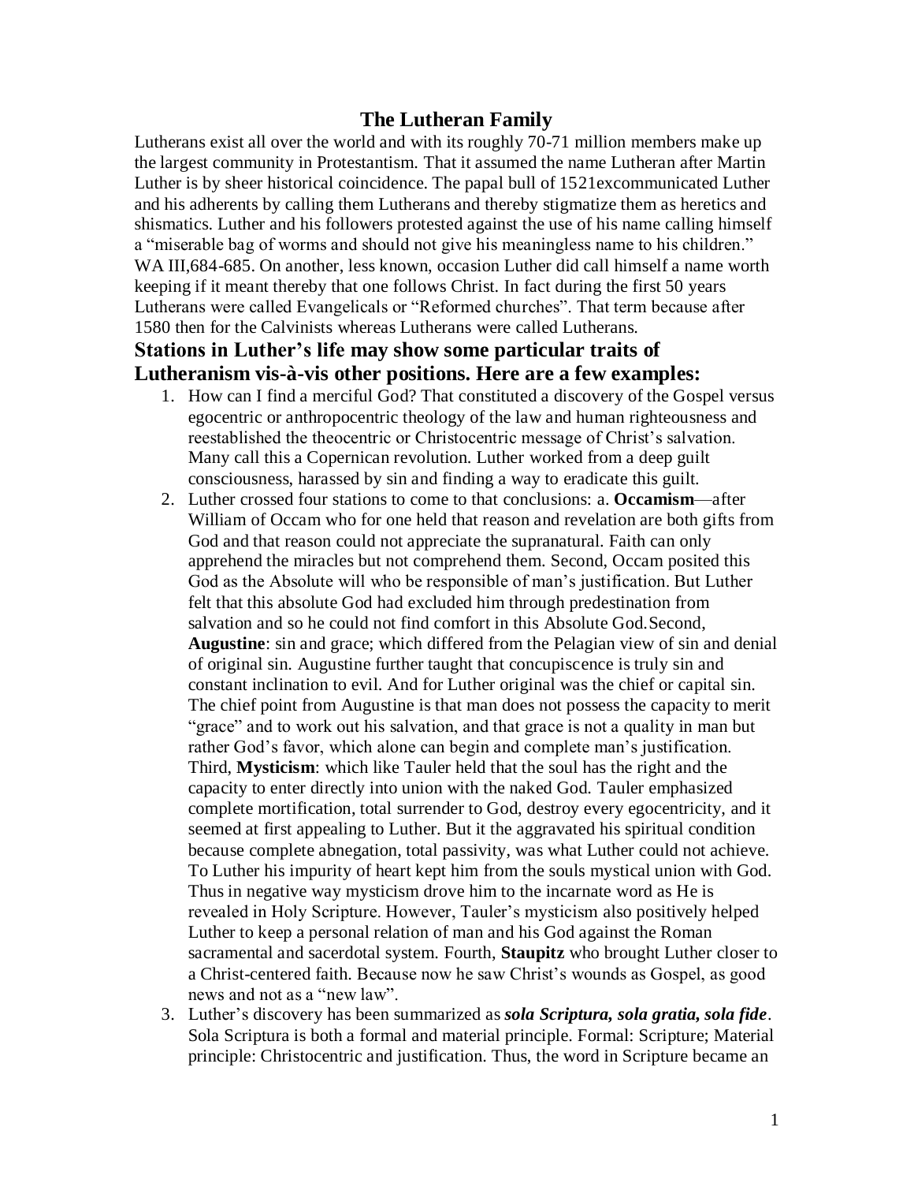# The Lutheran Family

Lutherans exist all over the world and with its roughly 70-71 million members make up the largest community in Protestantism. That it assumed the name Lutheran after Martin Luther is by sheer historical coincidence. The papal bull of 1521excommunicated Luther and his adherents by calling them Lutherans and thereby stigmatize them as heretics and shismatics. Luther and his followers protested against the use of his name calling himself a "miserable bag of worms and should not give his meaningless name to his children." WA III,684-685. On another, less known, occasion Luther did call himself a name worth keeping if it meant thereby that one follows Christ. In fact during the first 50 years Lutherans were called Evangelicals or "Reformed churches". That term because after 1580 then for the Calvinists whereas Lutherans were called Lutherans.

## Stations in Luther's life may show some particular traits of Lutheranism vis-à-vis other positions. Here are a few examples:

1. How can I find a merciful God? That constituted a discovery of the Gospel versus egocentric or anthropocentric theology of the law and human righteousness and reestablished the theocentric or Christocentric message of Christ's salvation. Many call this a Copernican revolution. Luther worked from a deep guilt consciousness, harassed by sin and finding a way to eradicate this guilt.
2. Luther crossed four stations to come to that conclusions: a. **Occamism**—after William of Occam who for one held that reason and revelation are both gifts from God and that reason could not appreciate the supranatural. Faith can only apprehend the miracles but not comprehend them. Second, Occam posited this God as the Absolute will who be responsible of man's justification. But Luther felt that this absolute God had excluded him through predestination from salvation and so he could not find comfort in this Absolute God.Second, **Augustine**: sin and grace; which differed from the Pelagian view of sin and denial of original sin. Augustine further taught that concupiscence is truly sin and constant inclination to evil. And for Luther original was the chief or capital sin. The chief point from Augustine is that man does not possess the capacity to merit "grace" and to work out his salvation, and that grace is not a quality in man but rather God's favor, which alone can begin and complete man's justification. Third, **Mysticism**: which like Tauler held that the soul has the right and the capacity to enter directly into union with the naked God. Tauler emphasized complete mortification, total surrender to God, destroy every egocentricity, and it seemed at first appealing to Luther. But it the aggravated his spiritual condition because complete abnegation, total passivity, was what Luther could not achieve. To Luther his impurity of heart kept him from the souls mystical union with God. Thus in negative way mysticism drove him to the incarnate word as He is revealed in Holy Scripture. However, Tauler's mysticism also positively helped Luther to keep a personal relation of man and his God against the Roman sacramental and sacerdotal system. Fourth, **Staupitz** who brought Luther closer to a Christ-centered faith. Because now he saw Christ's wounds as Gospel, as good news and not as a "new law".
3. Luther's discovery has been summarized as ***sola Scriptura, sola gratia, sola fide***. Sola Scriptura is both a formal and material principle. Formal: Scripture; Material principle: Christocentric and justification. Thus, the word in Scripture became an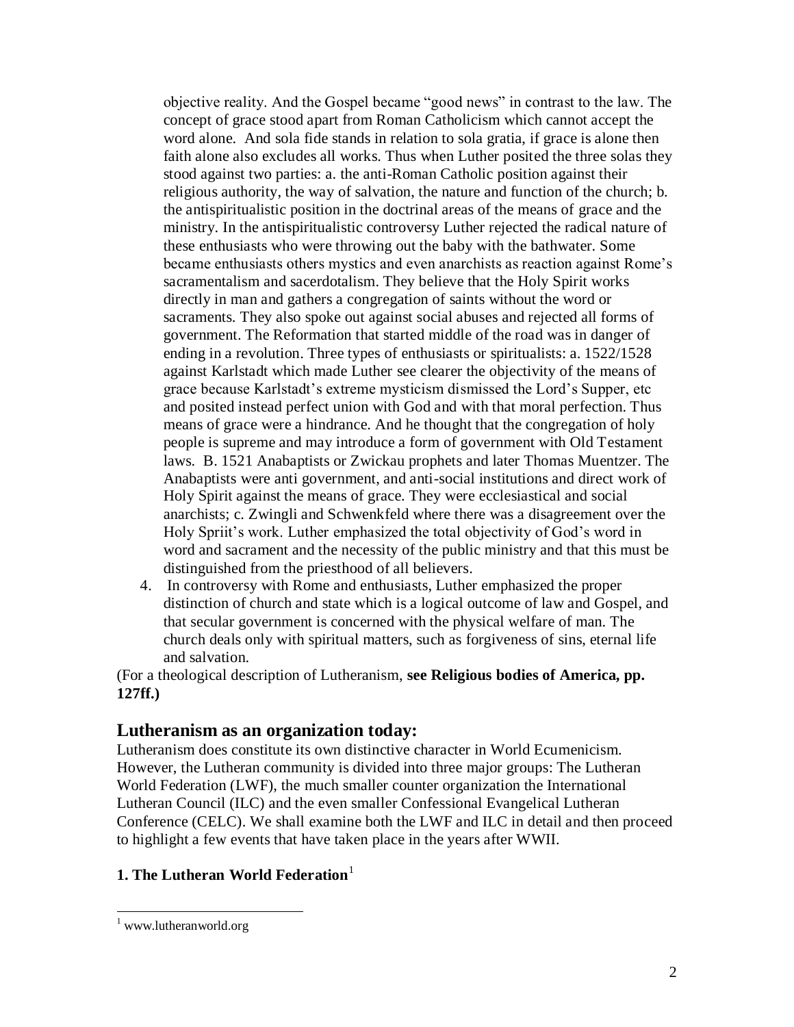objective reality. And the Gospel became "good news" in contrast to the law. The concept of grace stood apart from Roman Catholicism which cannot accept the word alone. And sola fide stands in relation to sola gratia, if grace is alone then faith alone also excludes all works. Thus when Luther posited the three solas they stood against two parties: a. the anti-Roman Catholic position against their religious authority, the way of salvation, the nature and function of the church; b. the antispiritualistic position in the doctrinal areas of the means of grace and the ministry. In the antispiritualistic controversy Luther rejected the radical nature of these enthusiasts who were throwing out the baby with the bathwater. Some became enthusiasts others mystics and even anarchists as reaction against Rome's sacramentalism and sacerdotalism. They believe that the Holy Spirit works directly in man and gathers a congregation of saints without the word or sacraments. They also spoke out against social abuses and rejected all forms of government. The Reformation that started middle of the road was in danger of ending in a revolution. Three types of enthusiasts or spiritualists: a. 1522/1528 against Karlstadt which made Luther see clearer the objectivity of the means of grace because Karlstadt's extreme mysticism dismissed the Lord's Supper, etc and posited instead perfect union with God and with that moral perfection. Thus means of grace were a hindrance. And he thought that the congregation of holy people is supreme and may introduce a form of government with Old Testament laws. B. 1521 Anabaptists or Zwickau prophets and later Thomas Muentzer. The Anabaptists were anti government, and anti-social institutions and direct work of Holy Spirit against the means of grace. They were ecclesiastical and social anarchists; c. Zwingli and Schwenkfeld where there was a disagreement over the Holy Spriit's work. Luther emphasized the total objectivity of God's word in word and sacrament and the necessity of the public ministry and that this must be distinguished from the priesthood of all believers.

4. In controversy with Rome and enthusiasts, Luther emphasized the proper distinction of church and state which is a logical outcome of law and Gospel, and that secular government is concerned with the physical welfare of man. The church deals only with spiritual matters, such as forgiveness of sins, eternal life and salvation.

(For a theological description of Lutheranism, **see Religious bodies of America, pp. 127ff.)**

## Lutheranism as an organization today:

Lutheranism does constitute its own distinctive character in World Ecumenicism. However, the Lutheran community is divided into three major groups: The Lutheran World Federation (LWF), the much smaller counter organization the International Lutheran Council (ILC) and the even smaller Confessional Evangelical Lutheran Conference (CELC). We shall examine both the LWF and ILC in detail and then proceed to highlight a few events that have taken place in the years after WWII.

### 1. The Lutheran World Federation[1]

[1] www.lutheranworld.org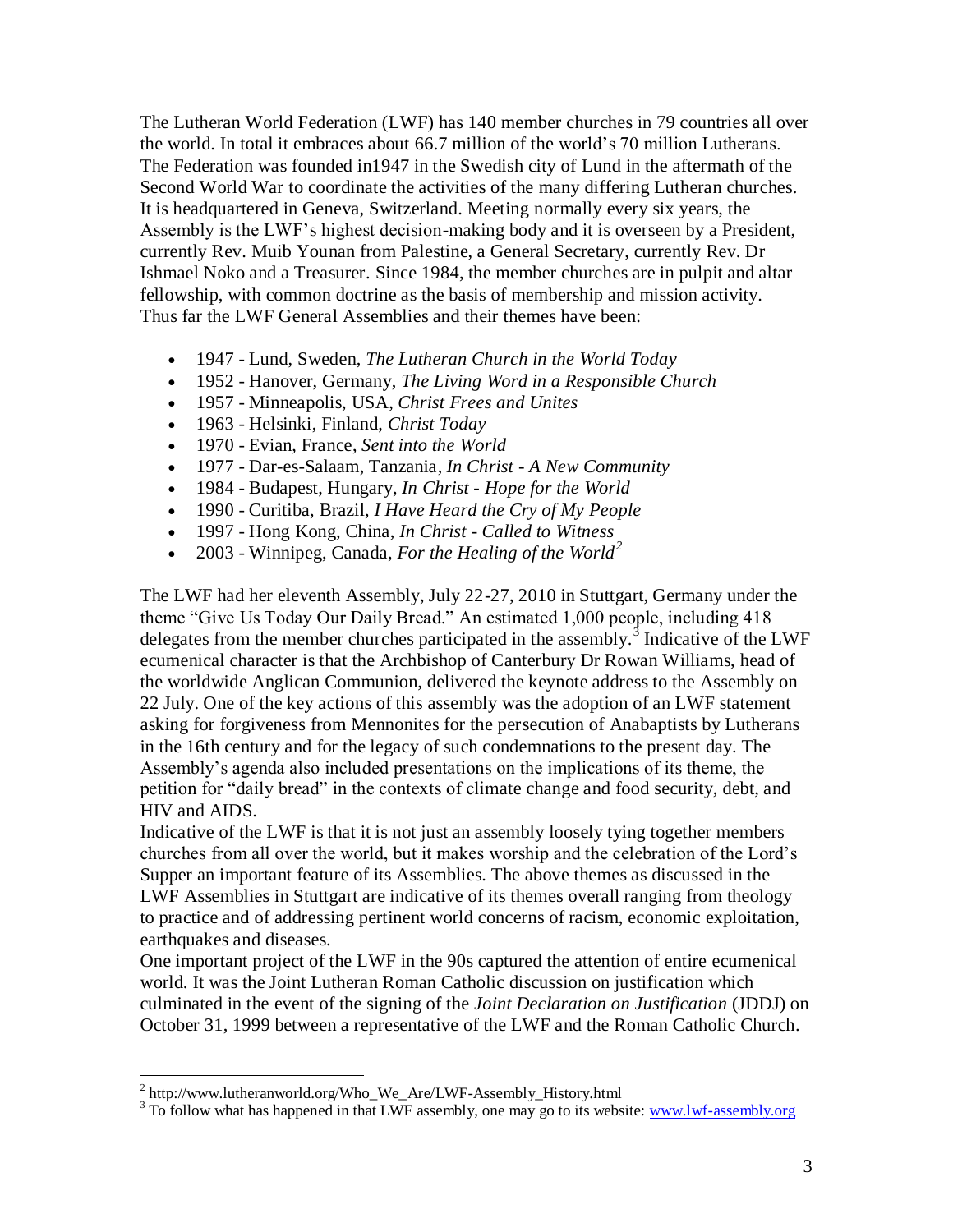The Lutheran World Federation (LWF) has 140 member churches in 79 countries all over the world. In total it embraces about 66.7 million of the world's 70 million Lutherans. The Federation was founded in1947 in the Swedish city of Lund in the aftermath of the Second World War to coordinate the activities of the many differing Lutheran churches. It is headquartered in Geneva, Switzerland. Meeting normally every six years, the Assembly is the LWF's highest decision-making body and it is overseen by a President, currently Rev. Muib Younan from Palestine, a General Secretary, currently Rev. Dr Ishmael Noko and a Treasurer. Since 1984, the member churches are in pulpit and altar fellowship, with common doctrine as the basis of membership and mission activity. Thus far the LWF General Assemblies and their themes have been:

- 1947 - Lund, Sweden, *The Lutheran Church in the World Today*
- 1952 - Hanover, Germany, *The Living Word in a Responsible Church*
- 1957 - Minneapolis, USA, *Christ Frees and Unites*
- 1963 - Helsinki, Finland, *Christ Today*
- 1970 - Evian, France, *Sent into the World*
- 1977 - Dar-es-Salaam, Tanzania, *In Christ - A New Community*
- 1984 - Budapest, Hungary, *In Christ - Hope for the World*
- 1990 - Curitiba, Brazil, *I Have Heard the Cry of My People*
- 1997 - Hong Kong, China, *In Christ - Called to Witness*
- 2003 - Winnipeg, Canada, *For the Healing of the World*[2]

The LWF had her eleventh Assembly, July 22-27, 2010 in Stuttgart, Germany under the theme "Give Us Today Our Daily Bread." An estimated 1,000 people, including 418 delegates from the member churches participated in the assembly.[3] Indicative of the LWF ecumenical character is that the Archbishop of Canterbury Dr Rowan Williams, head of the worldwide Anglican Communion, delivered the keynote address to the Assembly on 22 July. One of the key actions of this assembly was the adoption of an LWF statement asking for forgiveness from Mennonites for the persecution of Anabaptists by Lutherans in the 16th century and for the legacy of such condemnations to the present day. The Assembly's agenda also included presentations on the implications of its theme, the petition for "daily bread" in the contexts of climate change and food security, debt, and HIV and AIDS.

Indicative of the LWF is that it is not just an assembly loosely tying together members churches from all over the world, but it makes worship and the celebration of the Lord's Supper an important feature of its Assemblies. The above themes as discussed in the LWF Assemblies in Stuttgart are indicative of its themes overall ranging from theology to practice and of addressing pertinent world concerns of racism, economic exploitation, earthquakes and diseases.

One important project of the LWF in the 90s captured the attention of entire ecumenical world. It was the Joint Lutheran Roman Catholic discussion on justification which culminated in the event of the signing of the *Joint Declaration on Justification* (JDDJ) on October 31, 1999 between a representative of the LWF and the Roman Catholic Church.

---

[2] http://www.lutheranworld.org/Who_We_Are/LWF-Assembly_History.html

[3] To follow what has happened in that LWF assembly, one may go to its website: www.lwf-assembly.org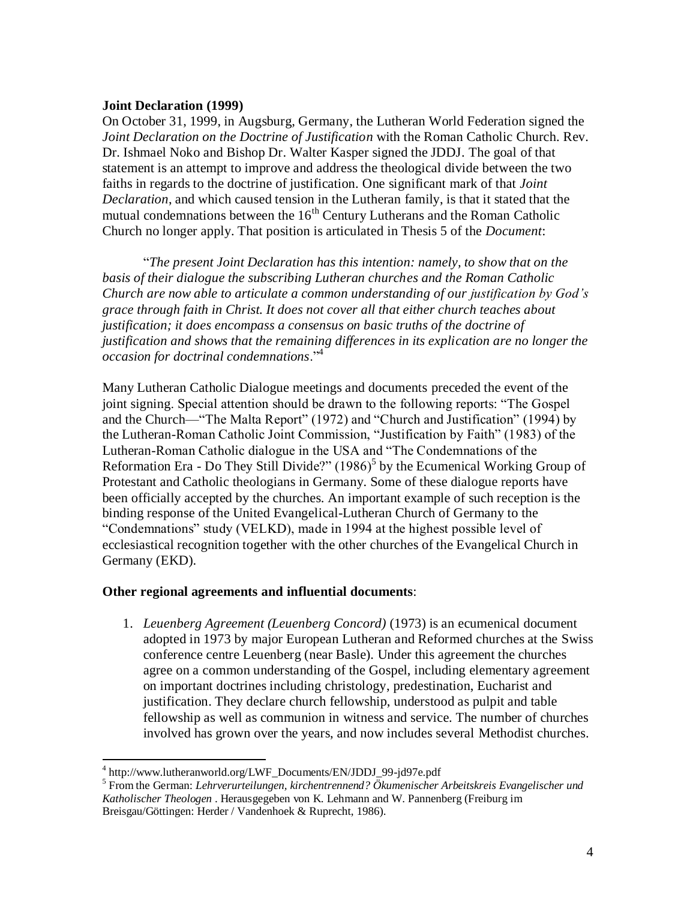**Joint Declaration (1999)**

On October 31, 1999, in Augsburg, Germany, the Lutheran World Federation signed the *Joint Declaration on the Doctrine of Justification* with the Roman Catholic Church. Rev. Dr. Ishmael Noko and Bishop Dr. Walter Kasper signed the JDDJ. The goal of that statement is an attempt to improve and address the theological divide between the two faiths in regards to the doctrine of justification. One significant mark of that *Joint Declaration*, and which caused tension in the Lutheran family, is that it stated that the mutual condemnations between the 16th Century Lutherans and the Roman Catholic Church no longer apply. That position is articulated in Thesis 5 of the *Document*:

> "*The present Joint Declaration has this intention: namely, to show that on the basis of their dialogue the subscribing Lutheran churches and the Roman Catholic Church are now able to articulate a common understanding of our justification by God's grace through faith in Christ. It does not cover all that either church teaches about justification; it does encompass a consensus on basic truths of the doctrine of justification and shows that the remaining differences in its explication are no longer the occasion for doctrinal condemnations*."[4]

Many Lutheran Catholic Dialogue meetings and documents preceded the event of the joint signing. Special attention should be drawn to the following reports: "The Gospel and the Church—"The Malta Report" (1972) and "Church and Justification" (1994) by the Lutheran-Roman Catholic Joint Commission, "Justification by Faith" (1983) of the Lutheran-Roman Catholic dialogue in the USA and "The Condemnations of the Reformation Era - Do They Still Divide?" (1986)[5] by the Ecumenical Working Group of Protestant and Catholic theologians in Germany. Some of these dialogue reports have been officially accepted by the churches. An important example of such reception is the binding response of the United Evangelical-Lutheran Church of Germany to the "Condemnations" study (VELKD), made in 1994 at the highest possible level of ecclesiastical recognition together with the other churches of the Evangelical Church in Germany (EKD).

**Other regional agreements and influential documents**:

1. *Leuenberg Agreement (Leuenberg Concord)* (1973) is an ecumenical document adopted in 1973 by major European Lutheran and Reformed churches at the Swiss conference centre Leuenberg (near Basle). Under this agreement the churches agree on a common understanding of the Gospel, including elementary agreement on important doctrines including christology, predestination, Eucharist and justification. They declare church fellowship, understood as pulpit and table fellowship as well as communion in witness and service. The number of churches involved has grown over the years, and now includes several Methodist churches.

---

[4] http://www.lutheranworld.org/LWF_Documents/EN/JDDJ_99-jd97e.pdf

[5] From the German: *Lehrverurteilungen, kirchentrennend? Ökumenischer Arbeitskreis Evangelischer und Katholischer Theologen* . Herausgegeben von K. Lehmann and W. Pannenberg (Freiburg im Breisgau/Göttingen: Herder / Vandenhoek & Ruprecht, 1986).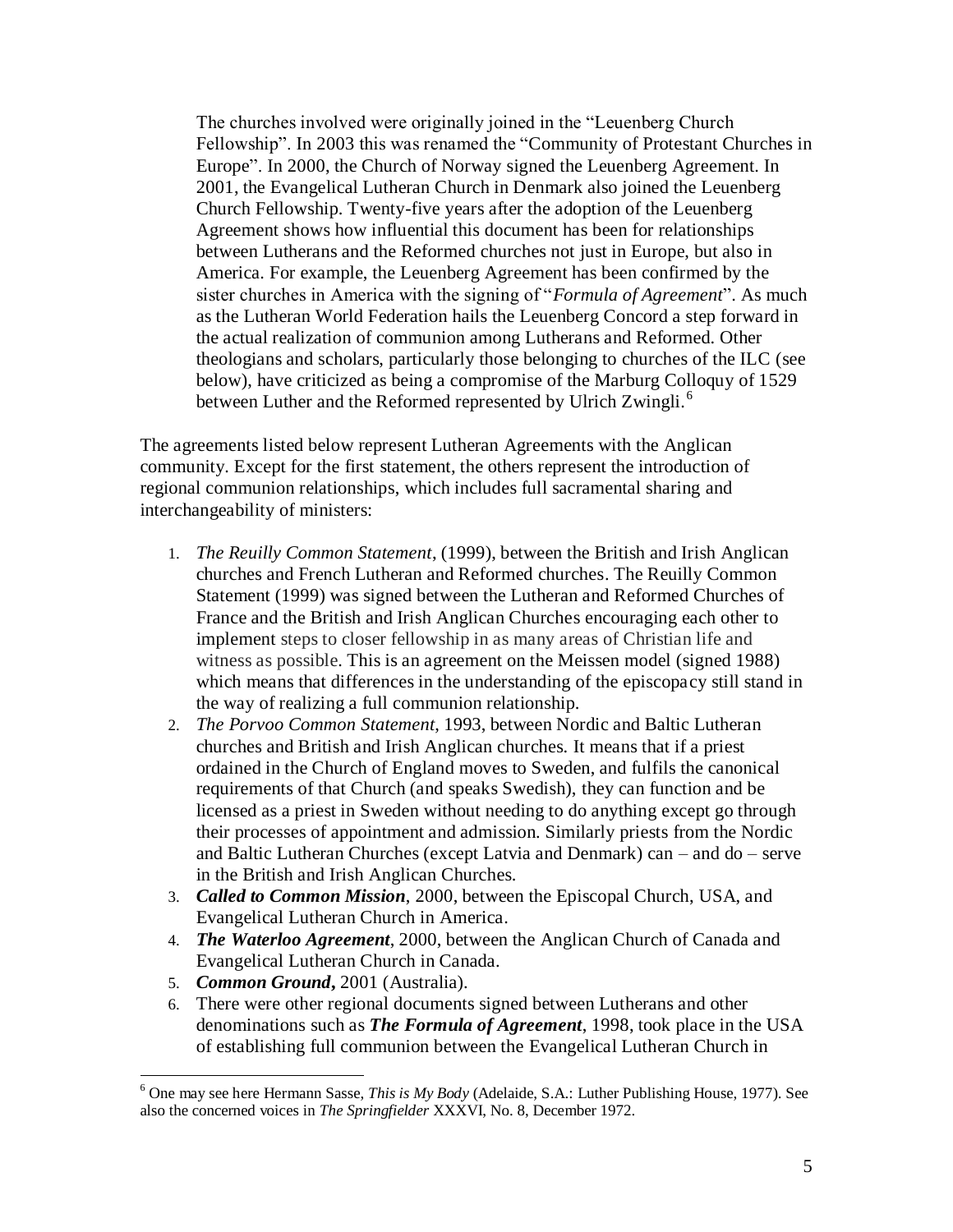The churches involved were originally joined in the "Leuenberg Church Fellowship". In 2003 this was renamed the "Community of Protestant Churches in Europe". In 2000, the Church of Norway signed the Leuenberg Agreement. In 2001, the Evangelical Lutheran Church in Denmark also joined the Leuenberg Church Fellowship. Twenty-five years after the adoption of the Leuenberg Agreement shows how influential this document has been for relationships between Lutherans and the Reformed churches not just in Europe, but also in America. For example, the Leuenberg Agreement has been confirmed by the sister churches in America with the signing of "*Formula of Agreement*". As much as the Lutheran World Federation hails the Leuenberg Concord a step forward in the actual realization of communion among Lutherans and Reformed. Other theologians and scholars, particularly those belonging to churches of the ILC (see below), have criticized as being a compromise of the Marburg Colloquy of 1529 between Luther and the Reformed represented by Ulrich Zwingli.[6]

The agreements listed below represent Lutheran Agreements with the Anglican community. Except for the first statement, the others represent the introduction of regional communion relationships, which includes full sacramental sharing and interchangeability of ministers:

1. *The Reuilly Common Statement*, (1999), between the British and Irish Anglican churches and French Lutheran and Reformed churches. The Reuilly Common Statement (1999) was signed between the Lutheran and Reformed Churches of France and the British and Irish Anglican Churches encouraging each other to implement steps to closer fellowship in as many areas of Christian life and witness as possible. This is an agreement on the Meissen model (signed 1988) which means that differences in the understanding of the episcopacy still stand in the way of realizing a full communion relationship.
2. *The Porvoo Common Statement*, 1993, between Nordic and Baltic Lutheran churches and British and Irish Anglican churches. It means that if a priest ordained in the Church of England moves to Sweden, and fulfils the canonical requirements of that Church (and speaks Swedish), they can function and be licensed as a priest in Sweden without needing to do anything except go through their processes of appointment and admission. Similarly priests from the Nordic and Baltic Lutheran Churches (except Latvia and Denmark) can – and do – serve in the British and Irish Anglican Churches.
3. ***Called to Common Mission***, 2000, between the Episcopal Church, USA, and Evangelical Lutheran Church in America.
4. ***The Waterloo Agreement***, 2000, between the Anglican Church of Canada and Evangelical Lutheran Church in Canada.
5. ***Common Ground*,** 2001 (Australia).
6. There were other regional documents signed between Lutherans and other denominations such as ***The Formula of Agreement***, 1998, took place in the USA of establishing full communion between the Evangelical Lutheran Church in

[6] One may see here Hermann Sasse, *This is My Body* (Adelaide, S.A.: Luther Publishing House, 1977). See also the concerned voices in *The Springfielder* XXXVI, No. 8, December 1972.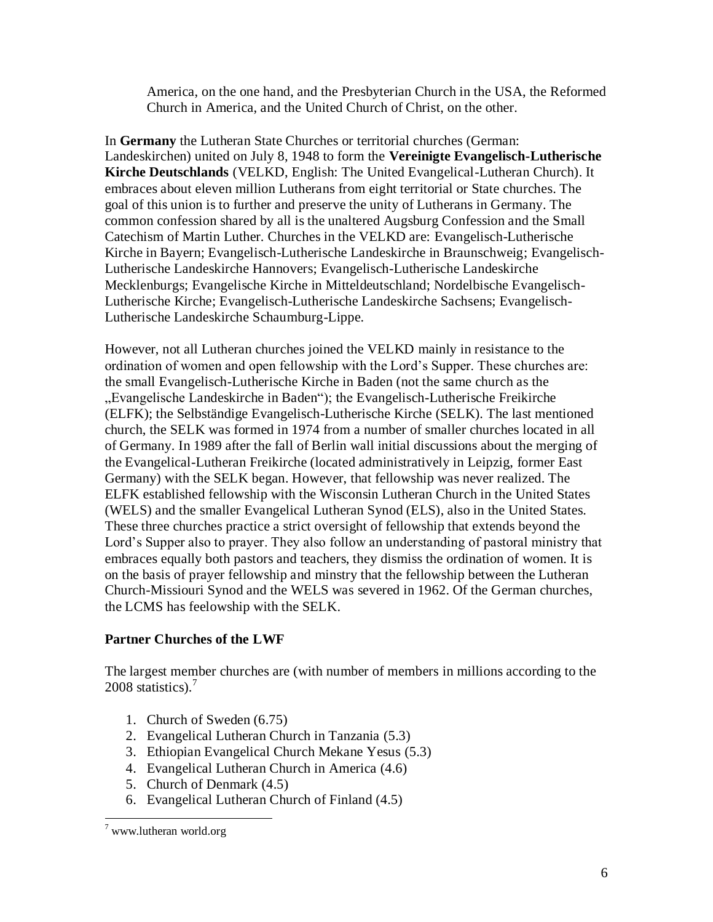America, on the one hand, and the Presbyterian Church in the USA, the Reformed Church in America, and the United Church of Christ, on the other.

In **Germany** the Lutheran State Churches or territorial churches (German: Landeskirchen) united on July 8, 1948 to form the **Vereinigte Evangelisch-Lutherische Kirche Deutschlands** (VELKD, English: The United Evangelical-Lutheran Church). It embraces about eleven million Lutherans from eight territorial or State churches. The goal of this union is to further and preserve the unity of Lutherans in Germany. The common confession shared by all is the unaltered Augsburg Confession and the Small Catechism of Martin Luther. Churches in the VELKD are: Evangelisch-Lutherische Kirche in Bayern; Evangelisch-Lutherische Landeskirche in Braunschweig; Evangelisch-Lutherische Landeskirche Hannovers; Evangelisch-Lutherische Landeskirche Mecklenburgs; Evangelische Kirche in Mitteldeutschland; Nordelbische Evangelisch-Lutherische Kirche; Evangelisch-Lutherische Landeskirche Sachsens; Evangelisch-Lutherische Landeskirche Schaumburg-Lippe.

However, not all Lutheran churches joined the VELKD mainly in resistance to the ordination of women and open fellowship with the Lord's Supper. These churches are: the small Evangelisch-Lutherische Kirche in Baden (not the same church as the „Evangelische Landeskirche in Baden"); the Evangelisch-Lutherische Freikirche (ELFK); the Selbständige Evangelisch-Lutherische Kirche (SELK). The last mentioned church, the SELK was formed in 1974 from a number of smaller churches located in all of Germany. In 1989 after the fall of Berlin wall initial discussions about the merging of the Evangelical-Lutheran Freikirche (located administratively in Leipzig, former East Germany) with the SELK began. However, that fellowship was never realized. The ELFK established fellowship with the Wisconsin Lutheran Church in the United States (WELS) and the smaller Evangelical Lutheran Synod (ELS), also in the United States. These three churches practice a strict oversight of fellowship that extends beyond the Lord's Supper also to prayer. They also follow an understanding of pastoral ministry that embraces equally both pastors and teachers, they dismiss the ordination of women. It is on the basis of prayer fellowship and minstry that the fellowship between the Lutheran Church-Missiouri Synod and the WELS was severed in 1962. Of the German churches, the LCMS has feelowship with the SELK.

**Partner Churches of the LWF**

The largest member churches are (with number of members in millions according to the 2008 statistics).[7]

1. Church of Sweden (6.75)
2. Evangelical Lutheran Church in Tanzania (5.3)
3. Ethiopian Evangelical Church Mekane Yesus (5.3)
4. Evangelical Lutheran Church in America (4.6)
5. Church of Denmark (4.5)
6. Evangelical Lutheran Church of Finland (4.5)

[7] www.lutheran world.org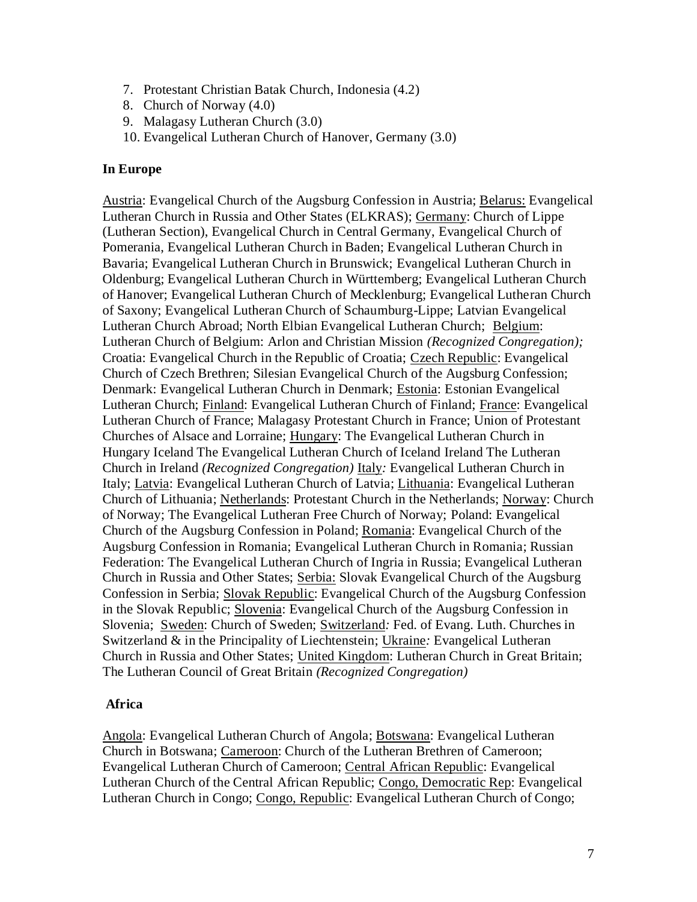7. Protestant Christian Batak Church, Indonesia (4.2)
8. Church of Norway (4.0)
9. Malagasy Lutheran Church (3.0)
10. Evangelical Lutheran Church of Hanover, Germany (3.0)

**In Europe**

Austria: Evangelical Church of the Augsburg Confession in Austria; Belarus: Evangelical Lutheran Church in Russia and Other States (ELKRAS); Germany: Church of Lippe (Lutheran Section), Evangelical Church in Central Germany, Evangelical Church of Pomerania, Evangelical Lutheran Church in Baden; Evangelical Lutheran Church in Bavaria; Evangelical Lutheran Church in Brunswick; Evangelical Lutheran Church in Oldenburg; Evangelical Lutheran Church in Württemberg; Evangelical Lutheran Church of Hanover; Evangelical Lutheran Church of Mecklenburg; Evangelical Lutheran Church of Saxony; Evangelical Lutheran Church of Schaumburg-Lippe; Latvian Evangelical Lutheran Church Abroad; North Elbian Evangelical Lutheran Church; Belgium: Lutheran Church of Belgium: Arlon and Christian Mission *(Recognized Congregation);* Croatia: Evangelical Church in the Republic of Croatia; Czech Republic: Evangelical Church of Czech Brethren; Silesian Evangelical Church of the Augsburg Confession; Denmark: Evangelical Lutheran Church in Denmark; Estonia: Estonian Evangelical Lutheran Church; Finland: Evangelical Lutheran Church of Finland; France: Evangelical Lutheran Church of France; Malagasy Protestant Church in France; Union of Protestant Churches of Alsace and Lorraine; Hungary: The Evangelical Lutheran Church in Hungary Iceland The Evangelical Lutheran Church of Iceland Ireland The Lutheran Church in Ireland *(Recognized Congregation)* Italy*:* Evangelical Lutheran Church in Italy; Latvia: Evangelical Lutheran Church of Latvia; Lithuania: Evangelical Lutheran Church of Lithuania; Netherlands: Protestant Church in the Netherlands; Norway: Church of Norway; The Evangelical Lutheran Free Church of Norway; Poland: Evangelical Church of the Augsburg Confession in Poland; Romania: Evangelical Church of the Augsburg Confession in Romania; Evangelical Lutheran Church in Romania; Russian Federation: The Evangelical Lutheran Church of Ingria in Russia; Evangelical Lutheran Church in Russia and Other States; Serbia: Slovak Evangelical Church of the Augsburg Confession in Serbia; Slovak Republic: Evangelical Church of the Augsburg Confession in the Slovak Republic; Slovenia: Evangelical Church of the Augsburg Confession in Slovenia; Sweden: Church of Sweden; Switzerland*:* Fed. of Evang. Luth. Churches in Switzerland & in the Principality of Liechtenstein; Ukraine*:* Evangelical Lutheran Church in Russia and Other States; United Kingdom: Lutheran Church in Great Britain; The Lutheran Council of Great Britain *(Recognized Congregation)*

**Africa**

Angola: Evangelical Lutheran Church of Angola; Botswana: Evangelical Lutheran Church in Botswana; Cameroon: Church of the Lutheran Brethren of Cameroon; Evangelical Lutheran Church of Cameroon; Central African Republic: Evangelical Lutheran Church of the Central African Republic; Congo, Democratic Rep: Evangelical Lutheran Church in Congo; Congo, Republic: Evangelical Lutheran Church of Congo;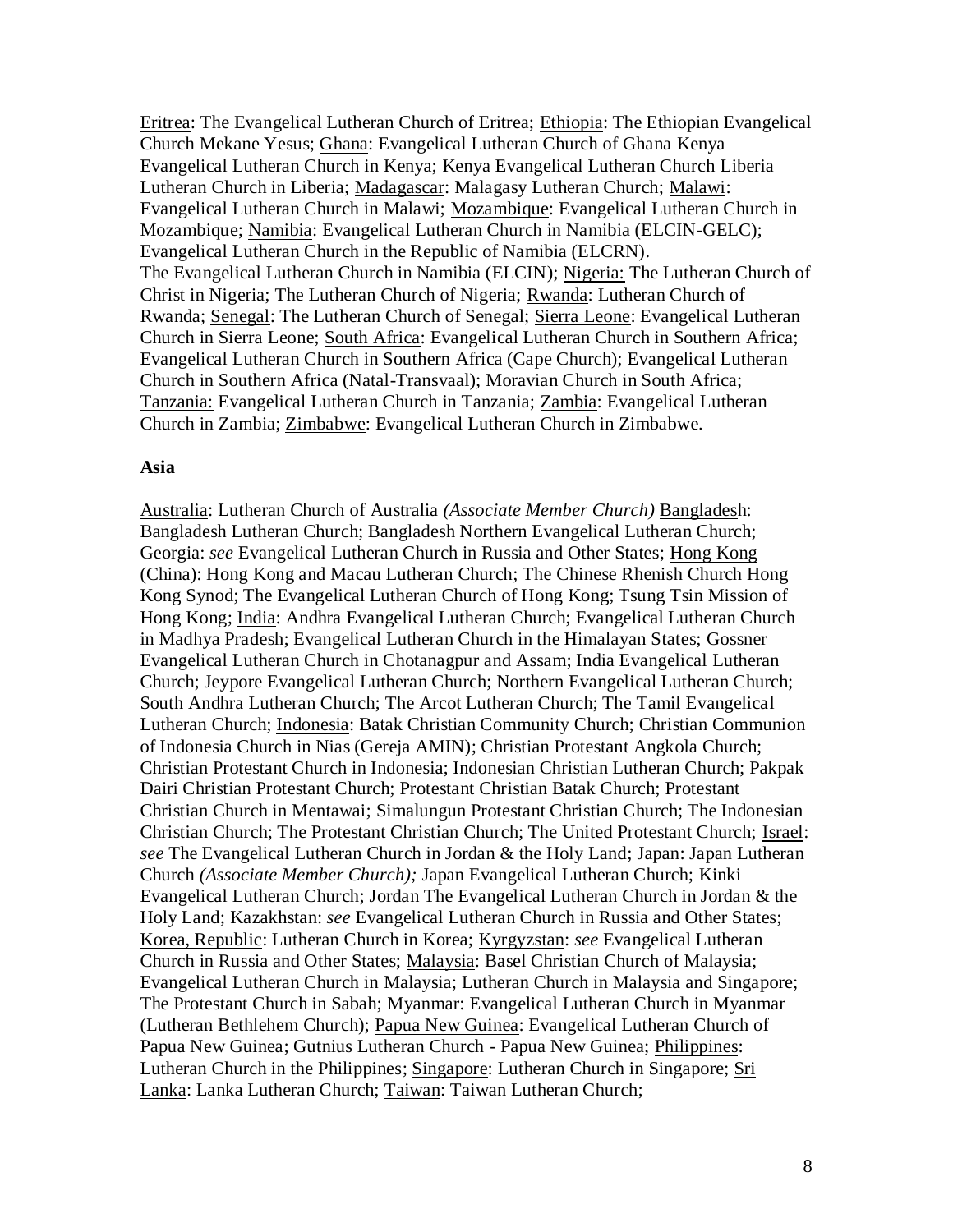Eritrea: The Evangelical Lutheran Church of Eritrea; Ethiopia: The Ethiopian Evangelical Church Mekane Yesus; Ghana: Evangelical Lutheran Church of Ghana Kenya Evangelical Lutheran Church in Kenya; Kenya Evangelical Lutheran Church Liberia Lutheran Church in Liberia; Madagascar: Malagasy Lutheran Church; Malawi: Evangelical Lutheran Church in Malawi; Mozambique: Evangelical Lutheran Church in Mozambique; Namibia: Evangelical Lutheran Church in Namibia (ELCIN-GELC); Evangelical Lutheran Church in the Republic of Namibia (ELCRN).
The Evangelical Lutheran Church in Namibia (ELCIN); Nigeria: The Lutheran Church of Christ in Nigeria; The Lutheran Church of Nigeria; Rwanda: Lutheran Church of Rwanda; Senegal: The Lutheran Church of Senegal; Sierra Leone: Evangelical Lutheran Church in Sierra Leone; South Africa: Evangelical Lutheran Church in Southern Africa; Evangelical Lutheran Church in Southern Africa (Cape Church); Evangelical Lutheran Church in Southern Africa (Natal-Transvaal); Moravian Church in South Africa; Tanzania: Evangelical Lutheran Church in Tanzania; Zambia: Evangelical Lutheran Church in Zambia; Zimbabwe: Evangelical Lutheran Church in Zimbabwe.

**Asia**

Australia: Lutheran Church of Australia *(Associate Member Church)* Bangladesh: Bangladesh Lutheran Church; Bangladesh Northern Evangelical Lutheran Church; Georgia: *see* Evangelical Lutheran Church in Russia and Other States; Hong Kong (China): Hong Kong and Macau Lutheran Church; The Chinese Rhenish Church Hong Kong Synod; The Evangelical Lutheran Church of Hong Kong; Tsung Tsin Mission of Hong Kong; India: Andhra Evangelical Lutheran Church; Evangelical Lutheran Church in Madhya Pradesh; Evangelical Lutheran Church in the Himalayan States; Gossner Evangelical Lutheran Church in Chotanagpur and Assam; India Evangelical Lutheran Church; Jeypore Evangelical Lutheran Church; Northern Evangelical Lutheran Church; South Andhra Lutheran Church; The Arcot Lutheran Church; The Tamil Evangelical Lutheran Church; Indonesia: Batak Christian Community Church; Christian Communion of Indonesia Church in Nias (Gereja AMIN); Christian Protestant Angkola Church; Christian Protestant Church in Indonesia; Indonesian Christian Lutheran Church; Pakpak Dairi Christian Protestant Church; Protestant Christian Batak Church; Protestant Christian Church in Mentawai; Simalungun Protestant Christian Church; The Indonesian Christian Church; The Protestant Christian Church; The United Protestant Church; Israel: *see* The Evangelical Lutheran Church in Jordan & the Holy Land; Japan: Japan Lutheran Church *(Associate Member Church);* Japan Evangelical Lutheran Church; Kinki Evangelical Lutheran Church; Jordan The Evangelical Lutheran Church in Jordan & the Holy Land; Kazakhstan: *see* Evangelical Lutheran Church in Russia and Other States; Korea, Republic: Lutheran Church in Korea; Kyrgyzstan: *see* Evangelical Lutheran Church in Russia and Other States; Malaysia: Basel Christian Church of Malaysia; Evangelical Lutheran Church in Malaysia; Lutheran Church in Malaysia and Singapore; The Protestant Church in Sabah; Myanmar: Evangelical Lutheran Church in Myanmar (Lutheran Bethlehem Church); Papua New Guinea: Evangelical Lutheran Church of Papua New Guinea; Gutnius Lutheran Church - Papua New Guinea; Philippines: Lutheran Church in the Philippines; Singapore: Lutheran Church in Singapore; Sri Lanka: Lanka Lutheran Church; Taiwan: Taiwan Lutheran Church;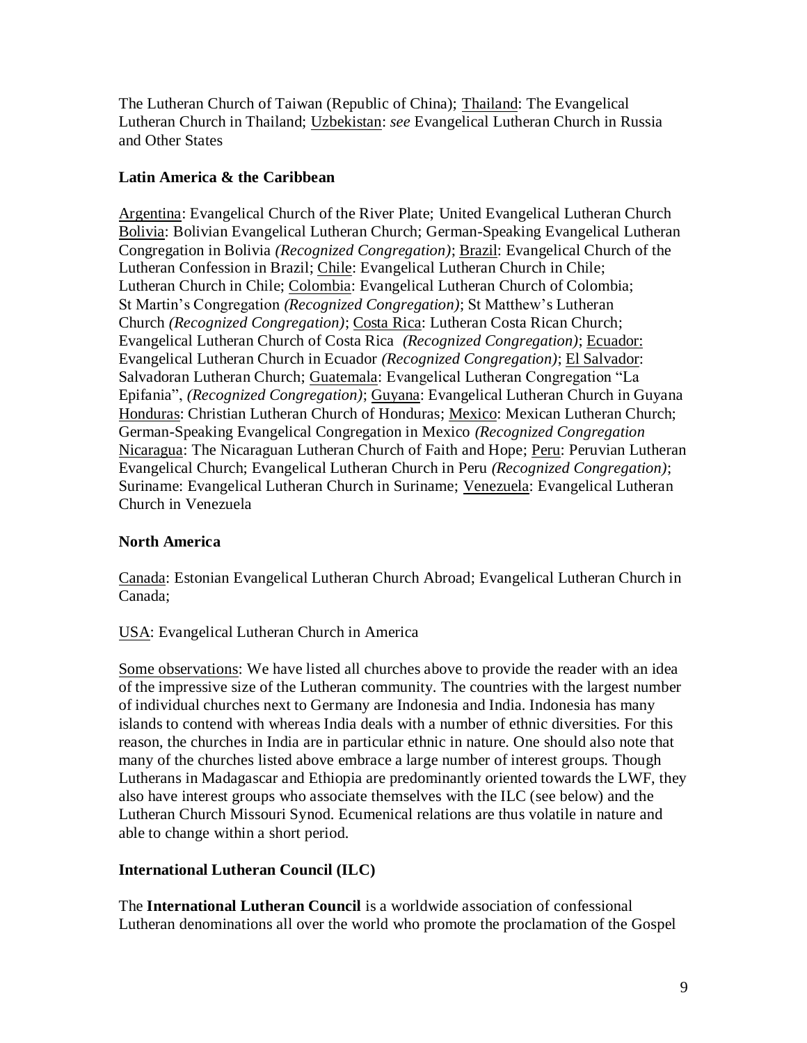The Lutheran Church of Taiwan (Republic of China); Thailand: The Evangelical Lutheran Church in Thailand; Uzbekistan: *see* Evangelical Lutheran Church in Russia and Other States

### Latin America & the Caribbean

Argentina: Evangelical Church of the River Plate; United Evangelical Lutheran Church Bolivia: Bolivian Evangelical Lutheran Church; German-Speaking Evangelical Lutheran Congregation in Bolivia *(Recognized Congregation)*; Brazil: Evangelical Church of the Lutheran Confession in Brazil; Chile: Evangelical Lutheran Church in Chile; Lutheran Church in Chile; Colombia: Evangelical Lutheran Church of Colombia; St Martin's Congregation *(Recognized Congregation)*; St Matthew's Lutheran Church *(Recognized Congregation)*; Costa Rica: Lutheran Costa Rican Church; Evangelical Lutheran Church of Costa Rica *(Recognized Congregation)*; Ecuador: Evangelical Lutheran Church in Ecuador *(Recognized Congregation)*; El Salvador: Salvadoran Lutheran Church; Guatemala: Evangelical Lutheran Congregation "La Epifania", *(Recognized Congregation)*; Guyana: Evangelical Lutheran Church in Guyana Honduras: Christian Lutheran Church of Honduras; Mexico: Mexican Lutheran Church; German-Speaking Evangelical Congregation in Mexico *(Recognized Congregation* Nicaragua: The Nicaraguan Lutheran Church of Faith and Hope; Peru: Peruvian Lutheran Evangelical Church; Evangelical Lutheran Church in Peru *(Recognized Congregation)*; Suriname: Evangelical Lutheran Church in Suriname; Venezuela: Evangelical Lutheran Church in Venezuela

### North America

Canada: Estonian Evangelical Lutheran Church Abroad; Evangelical Lutheran Church in Canada;

USA: Evangelical Lutheran Church in America

Some observations: We have listed all churches above to provide the reader with an idea of the impressive size of the Lutheran community. The countries with the largest number of individual churches next to Germany are Indonesia and India. Indonesia has many islands to contend with whereas India deals with a number of ethnic diversities. For this reason, the churches in India are in particular ethnic in nature. One should also note that many of the churches listed above embrace a large number of interest groups. Though Lutherans in Madagascar and Ethiopia are predominantly oriented towards the LWF, they also have interest groups who associate themselves with the ILC (see below) and the Lutheran Church Missouri Synod. Ecumenical relations are thus volatile in nature and able to change within a short period.

### International Lutheran Council (ILC)

The **International Lutheran Council** is a worldwide association of confessional Lutheran denominations all over the world who promote the proclamation of the Gospel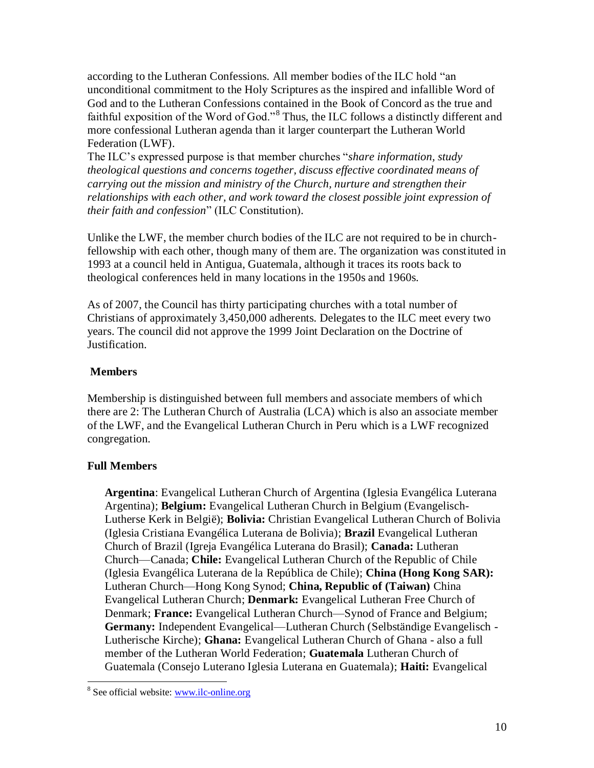according to the Lutheran Confessions. All member bodies of the ILC hold "an unconditional commitment to the Holy Scriptures as the inspired and infallible Word of God and to the Lutheran Confessions contained in the Book of Concord as the true and faithful exposition of the Word of God."[8] Thus, the ILC follows a distinctly different and more confessional Lutheran agenda than it larger counterpart the Lutheran World Federation (LWF).

The ILC's expressed purpose is that member churches "*share information, study theological questions and concerns together, discuss effective coordinated means of carrying out the mission and ministry of the Church, nurture and strengthen their relationships with each other, and work toward the closest possible joint expression of their faith and confession*" (ILC Constitution).

Unlike the LWF, the member church bodies of the ILC are not required to be in church-fellowship with each other, though many of them are. The organization was constituted in 1993 at a council held in Antigua, Guatemala, although it traces its roots back to theological conferences held in many locations in the 1950s and 1960s.

As of 2007, the Council has thirty participating churches with a total number of Christians of approximately 3,450,000 adherents. Delegates to the ILC meet every two years. The council did not approve the 1999 Joint Declaration on the Doctrine of Justification.

## Members

Membership is distinguished between full members and associate members of which there are 2: The Lutheran Church of Australia (LCA) which is also an associate member of the LWF, and the Evangelical Lutheran Church in Peru which is a LWF recognized congregation.

### Full Members

**Argentina**: Evangelical Lutheran Church of Argentina (Iglesia Evangélica Luterana Argentina); **Belgium:** Evangelical Lutheran Church in Belgium (Evangelisch-Lutherse Kerk in België); **Bolivia:** Christian Evangelical Lutheran Church of Bolivia (Iglesia Cristiana Evangélica Luterana de Bolivia); **Brazil** Evangelical Lutheran Church of Brazil (Igreja Evangélica Luterana do Brasil); **Canada:** Lutheran Church—Canada; **Chile:** Evangelical Lutheran Church of the Republic of Chile (Iglesia Evangélica Luterana de la República de Chile); **China (Hong Kong SAR):** Lutheran Church—Hong Kong Synod; **China, Republic of (Taiwan)** China Evangelical Lutheran Church; **Denmark:** Evangelical Lutheran Free Church of Denmark; **France:** Evangelical Lutheran Church—Synod of France and Belgium; **Germany:** Independent Evangelical—Lutheran Church (Selbständige Evangelisch - Lutherische Kirche); **Ghana:** Evangelical Lutheran Church of Ghana - also a full member of the Lutheran World Federation; **Guatemala** Lutheran Church of Guatemala (Consejo Luterano Iglesia Luterana en Guatemala); **Haiti:** Evangelical

[8] See official website: www.ilc-online.org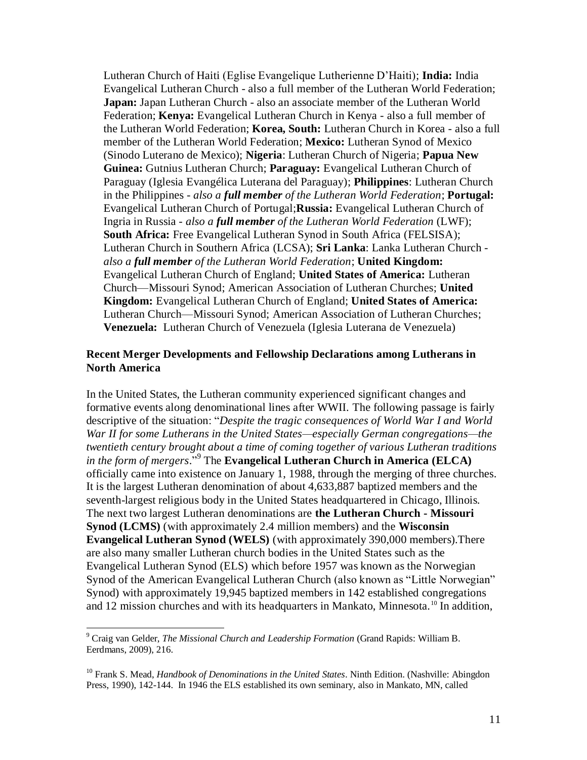Lutheran Church of Haiti (Eglise Evangelique Lutherienne D'Haiti); **India:** India Evangelical Lutheran Church - also a full member of the Lutheran World Federation; **Japan:** Japan Lutheran Church - also an associate member of the Lutheran World Federation; **Kenya:** Evangelical Lutheran Church in Kenya - also a full member of the Lutheran World Federation; **Korea, South:** Lutheran Church in Korea - also a full member of the Lutheran World Federation; **Mexico:** Lutheran Synod of Mexico (Sinodo Luterano de Mexico); **Nigeria**: Lutheran Church of Nigeria; **Papua New Guinea:** Gutnius Lutheran Church; **Paraguay:** Evangelical Lutheran Church of Paraguay (Iglesia Evangélica Luterana del Paraguay); **Philippines**: Lutheran Church in the Philippines - *also a **full member** of the Lutheran World Federation*; **Portugal:** Evangelical Lutheran Church of Portugal;**Russia:** Evangelical Lutheran Church of Ingria in Russia - *also a **full member** of the Lutheran World Federation* (LWF); **South Africa:** Free Evangelical Lutheran Synod in South Africa (FELSISA); Lutheran Church in Southern Africa (LCSA); **Sri Lanka**: Lanka Lutheran Church - *also a **full member** of the Lutheran World Federation*; **United Kingdom:** Evangelical Lutheran Church of England; **United States of America:** Lutheran Church—Missouri Synod; American Association of Lutheran Churches; **United Kingdom:** Evangelical Lutheran Church of England; **United States of America:** Lutheran Church—Missouri Synod; American Association of Lutheran Churches; **Venezuela:** Lutheran Church of Venezuela (Iglesia Luterana de Venezuela)

### Recent Merger Developments and Fellowship Declarations among Lutherans in North America

In the United States, the Lutheran community experienced significant changes and formative events along denominational lines after WWII. The following passage is fairly descriptive of the situation: "*Despite the tragic consequences of World War I and World War II for some Lutherans in the United States—especially German congregations—the twentieth century brought about a time of coming together of various Lutheran traditions in the form of mergers*."[9] The **Evangelical Lutheran Church in America (ELCA)** officially came into existence on January 1, 1988, through the merging of three churches. It is the largest Lutheran denomination of about 4,633,887 baptized members and the seventh-largest religious body in the United States headquartered in Chicago, Illinois. The next two largest Lutheran denominations are **the Lutheran Church - Missouri Synod (LCMS)** (with approximately 2.4 million members) and the **Wisconsin Evangelical Lutheran Synod (WELS)** (with approximately 390,000 members).There are also many smaller Lutheran church bodies in the United States such as the Evangelical Lutheran Synod (ELS) which before 1957 was known as the Norwegian Synod of the American Evangelical Lutheran Church (also known as "Little Norwegian" Synod) with approximately 19,945 baptized members in 142 established congregations and 12 mission churches and with its headquarters in Mankato, Minnesota.[10] In addition,

---

[9] Craig van Gelder, *The Missional Church and Leadership Formation* (Grand Rapids: William B. Eerdmans, 2009), 216.

[10] Frank S. Mead, *Handbook of Denominations in the United States*. Ninth Edition. (Nashville: Abingdon Press, 1990), 142-144. In 1946 the ELS established its own seminary, also in Mankato, MN, called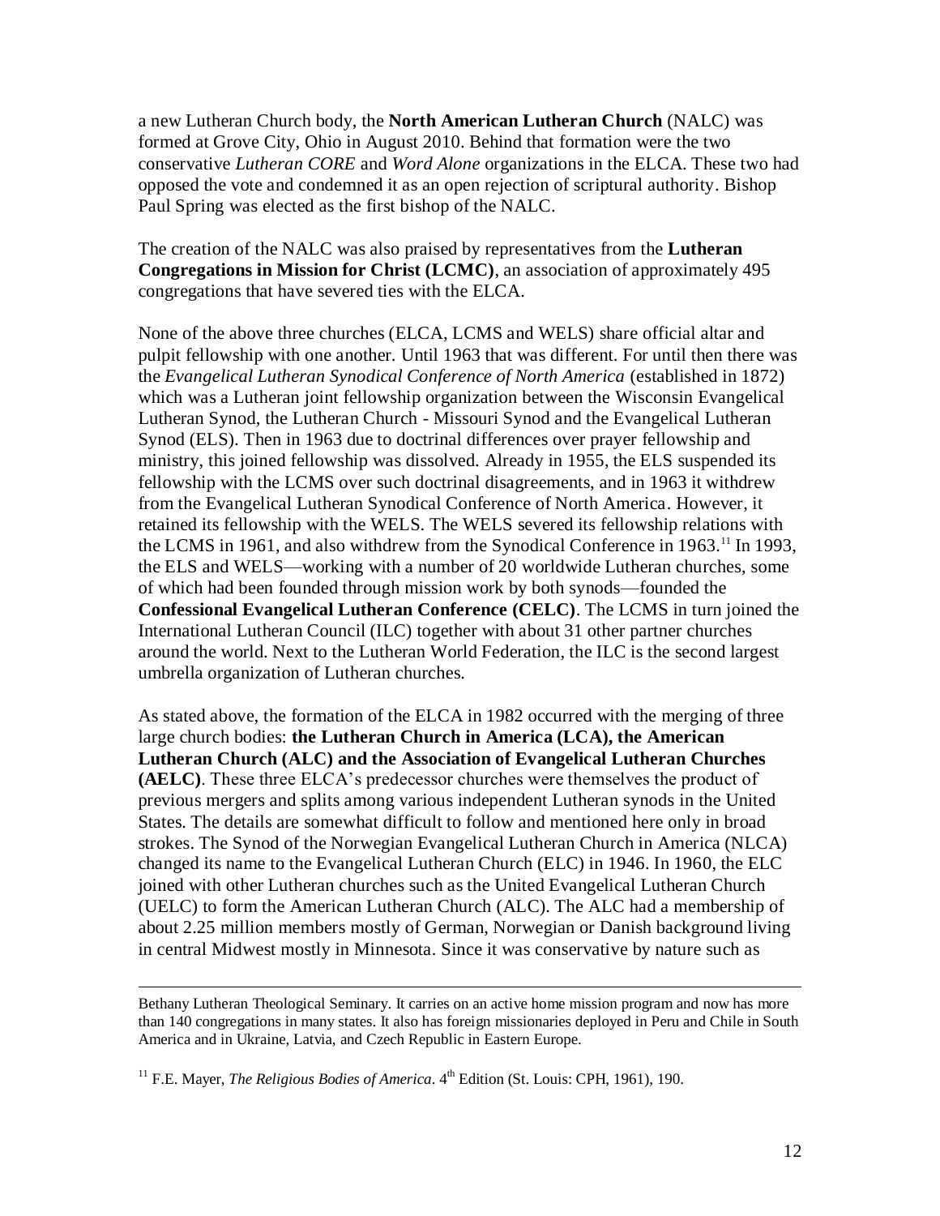a new Lutheran Church body, the **North American Lutheran Church** (NALC) was formed at Grove City, Ohio in August 2010. Behind that formation were the two conservative *Lutheran CORE* and *Word Alone* organizations in the ELCA. These two had opposed the vote and condemned it as an open rejection of scriptural authority. Bishop Paul Spring was elected as the first bishop of the NALC.

The creation of the NALC was also praised by representatives from the **Lutheran Congregations in Mission for Christ (LCMC)**, an association of approximately 495 congregations that have severed ties with the ELCA.

None of the above three churches (ELCA, LCMS and WELS) share official altar and pulpit fellowship with one another. Until 1963 that was different. For until then there was the *Evangelical Lutheran Synodical Conference of North America* (established in 1872) which was a Lutheran joint fellowship organization between the Wisconsin Evangelical Lutheran Synod, the Lutheran Church - Missouri Synod and the Evangelical Lutheran Synod (ELS). Then in 1963 due to doctrinal differences over prayer fellowship and ministry, this joined fellowship was dissolved. Already in 1955, the ELS suspended its fellowship with the LCMS over such doctrinal disagreements, and in 1963 it withdrew from the Evangelical Lutheran Synodical Conference of North America. However, it retained its fellowship with the WELS. The WELS severed its fellowship relations with the LCMS in 1961, and also withdrew from the Synodical Conference in 1963.[11] In 1993, the ELS and WELS—working with a number of 20 worldwide Lutheran churches, some of which had been founded through mission work by both synods—founded the **Confessional Evangelical Lutheran Conference (CELC)**. The LCMS in turn joined the International Lutheran Council (ILC) together with about 31 other partner churches around the world. Next to the Lutheran World Federation, the ILC is the second largest umbrella organization of Lutheran churches.

As stated above, the formation of the ELCA in 1982 occurred with the merging of three large church bodies: **the Lutheran Church in America (LCA), the American Lutheran Church (ALC) and the Association of Evangelical Lutheran Churches (AELC)**. These three ELCA's predecessor churches were themselves the product of previous mergers and splits among various independent Lutheran synods in the United States. The details are somewhat difficult to follow and mentioned here only in broad strokes. The Synod of the Norwegian Evangelical Lutheran Church in America (NLCA) changed its name to the Evangelical Lutheran Church (ELC) in 1946. In 1960, the ELC joined with other Lutheran churches such as the United Evangelical Lutheran Church (UELC) to form the American Lutheran Church (ALC). The ALC had a membership of about 2.25 million members mostly of German, Norwegian or Danish background living in central Midwest mostly in Minnesota. Since it was conservative by nature such as

---

Bethany Lutheran Theological Seminary. It carries on an active home mission program and now has more than 140 congregations in many states. It also has foreign missionaries deployed in Peru and Chile in South America and in Ukraine, Latvia, and Czech Republic in Eastern Europe.

[11] F.E. Mayer, *The Religious Bodies of America*. 4th Edition (St. Louis: CPH, 1961), 190.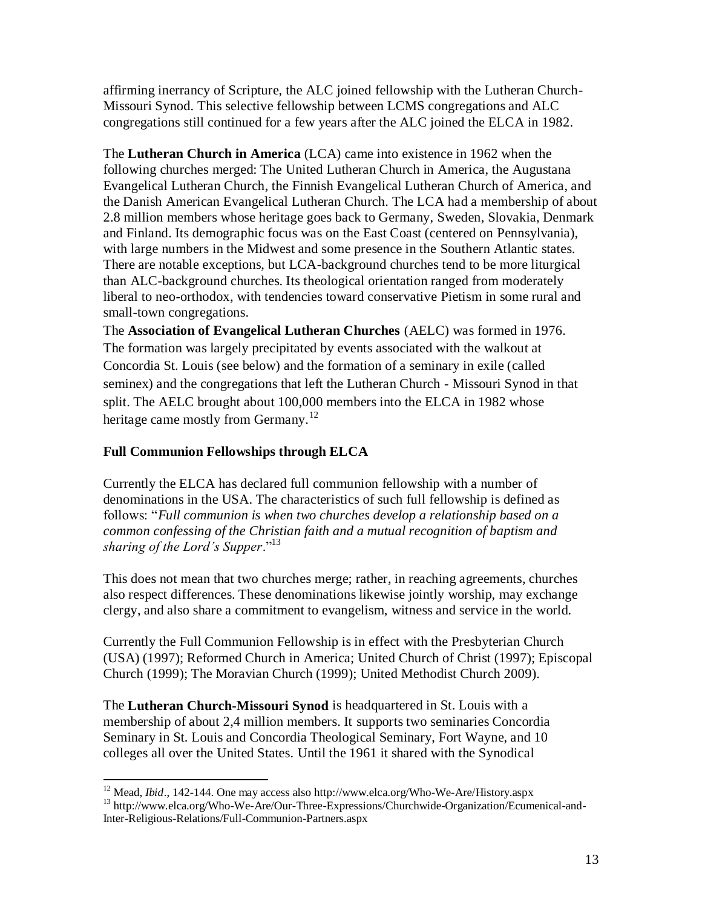affirming inerrancy of Scripture, the ALC joined fellowship with the Lutheran Church-Missouri Synod. This selective fellowship between LCMS congregations and ALC congregations still continued for a few years after the ALC joined the ELCA in 1982.

The **Lutheran Church in America** (LCA) came into existence in 1962 when the following churches merged: The United Lutheran Church in America, the Augustana Evangelical Lutheran Church, the Finnish Evangelical Lutheran Church of America, and the Danish American Evangelical Lutheran Church. The LCA had a membership of about 2.8 million members whose heritage goes back to Germany, Sweden, Slovakia, Denmark and Finland. Its demographic focus was on the East Coast (centered on Pennsylvania), with large numbers in the Midwest and some presence in the Southern Atlantic states. There are notable exceptions, but LCA-background churches tend to be more liturgical than ALC-background churches. Its theological orientation ranged from moderately liberal to neo-orthodox, with tendencies toward conservative Pietism in some rural and small-town congregations.

The **Association of Evangelical Lutheran Churches** (AELC) was formed in 1976. The formation was largely precipitated by events associated with the walkout at Concordia St. Louis (see below) and the formation of a seminary in exile (called seminex) and the congregations that left the Lutheran Church - Missouri Synod in that split. The AELC brought about 100,000 members into the ELCA in 1982 whose heritage came mostly from Germany.[12]

**Full Communion Fellowships through ELCA**

Currently the ELCA has declared full communion fellowship with a number of denominations in the USA. The characteristics of such full fellowship is defined as follows: "*Full communion is when two churches develop a relationship based on a common confessing of the Christian faith and a mutual recognition of baptism and sharing of the Lord's Supper*."[13]

This does not mean that two churches merge; rather, in reaching agreements, churches also respect differences. These denominations likewise jointly worship, may exchange clergy, and also share a commitment to evangelism, witness and service in the world.

Currently the Full Communion Fellowship is in effect with the Presbyterian Church (USA) (1997); Reformed Church in America; United Church of Christ (1997); Episcopal Church (1999); The Moravian Church (1999); United Methodist Church 2009).

The **Lutheran Church-Missouri Synod** is headquartered in St. Louis with a membership of about 2,4 million members. It supports two seminaries Concordia Seminary in St. Louis and Concordia Theological Seminary, Fort Wayne, and 10 colleges all over the United States. Until the 1961 it shared with the Synodical

---

[12] Mead, *Ibid*., 142-144. One may access also http://www.elca.org/Who-We-Are/History.aspx

[13] http://www.elca.org/Who-We-Are/Our-Three-Expressions/Churchwide-Organization/Ecumenical-and-Inter-Religious-Relations/Full-Communion-Partners.aspx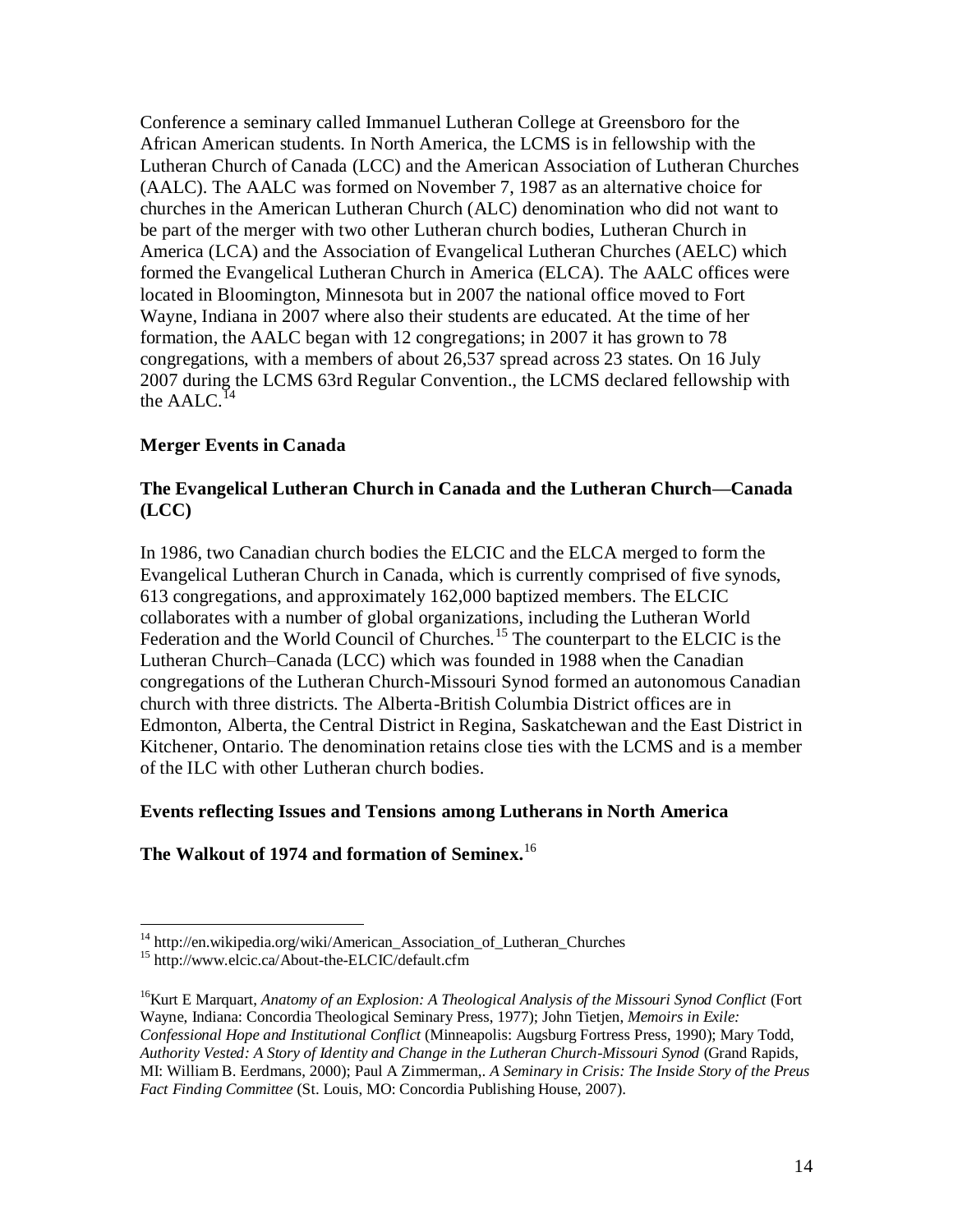Conference a seminary called Immanuel Lutheran College at Greensboro for the African American students. In North America, the LCMS is in fellowship with the Lutheran Church of Canada (LCC) and the American Association of Lutheran Churches (AALC). The AALC was formed on November 7, 1987 as an alternative choice for churches in the American Lutheran Church (ALC) denomination who did not want to be part of the merger with two other Lutheran church bodies, Lutheran Church in America (LCA) and the Association of Evangelical Lutheran Churches (AELC) which formed the Evangelical Lutheran Church in America (ELCA). The AALC offices were located in Bloomington, Minnesota but in 2007 the national office moved to Fort Wayne, Indiana in 2007 where also their students are educated. At the time of her formation, the AALC began with 12 congregations; in 2007 it has grown to 78 congregations, with a members of about 26,537 spread across 23 states. On 16 July 2007 during the LCMS 63rd Regular Convention., the LCMS declared fellowship with the AALC.[14]

**Merger Events in Canada**

**The Evangelical Lutheran Church in Canada and the Lutheran Church—Canada (LCC)**

In 1986, two Canadian church bodies the ELCIC and the ELCA merged to form the Evangelical Lutheran Church in Canada, which is currently comprised of five synods, 613 congregations, and approximately 162,000 baptized members. The ELCIC collaborates with a number of global organizations, including the Lutheran World Federation and the World Council of Churches.[15] The counterpart to the ELCIC is the Lutheran Church–Canada (LCC) which was founded in 1988 when the Canadian congregations of the Lutheran Church-Missouri Synod formed an autonomous Canadian church with three districts. The Alberta-British Columbia District offices are in Edmonton, Alberta, the Central District in Regina, Saskatchewan and the East District in Kitchener, Ontario. The denomination retains close ties with the LCMS and is a member of the ILC with other Lutheran church bodies.

**Events reflecting Issues and Tensions among Lutherans in North America**

**The Walkout of 1974 and formation of Seminex.**[16]

---

[14] http://en.wikipedia.org/wiki/American_Association_of_Lutheran_Churches

[15] http://www.elcic.ca/About-the-ELCIC/default.cfm

[16] Kurt E Marquart, *Anatomy of an Explosion: A Theological Analysis of the Missouri Synod Conflict* (Fort Wayne, Indiana: Concordia Theological Seminary Press, 1977); John Tietjen, *Memoirs in Exile: Confessional Hope and Institutional Conflict* (Minneapolis: Augsburg Fortress Press, 1990); Mary Todd, *Authority Vested: A Story of Identity and Change in the Lutheran Church-Missouri Synod* (Grand Rapids, MI: William B. Eerdmans, 2000); Paul A Zimmerman,. *A Seminary in Crisis: The Inside Story of the Preus Fact Finding Committee* (St. Louis, MO: Concordia Publishing House, 2007).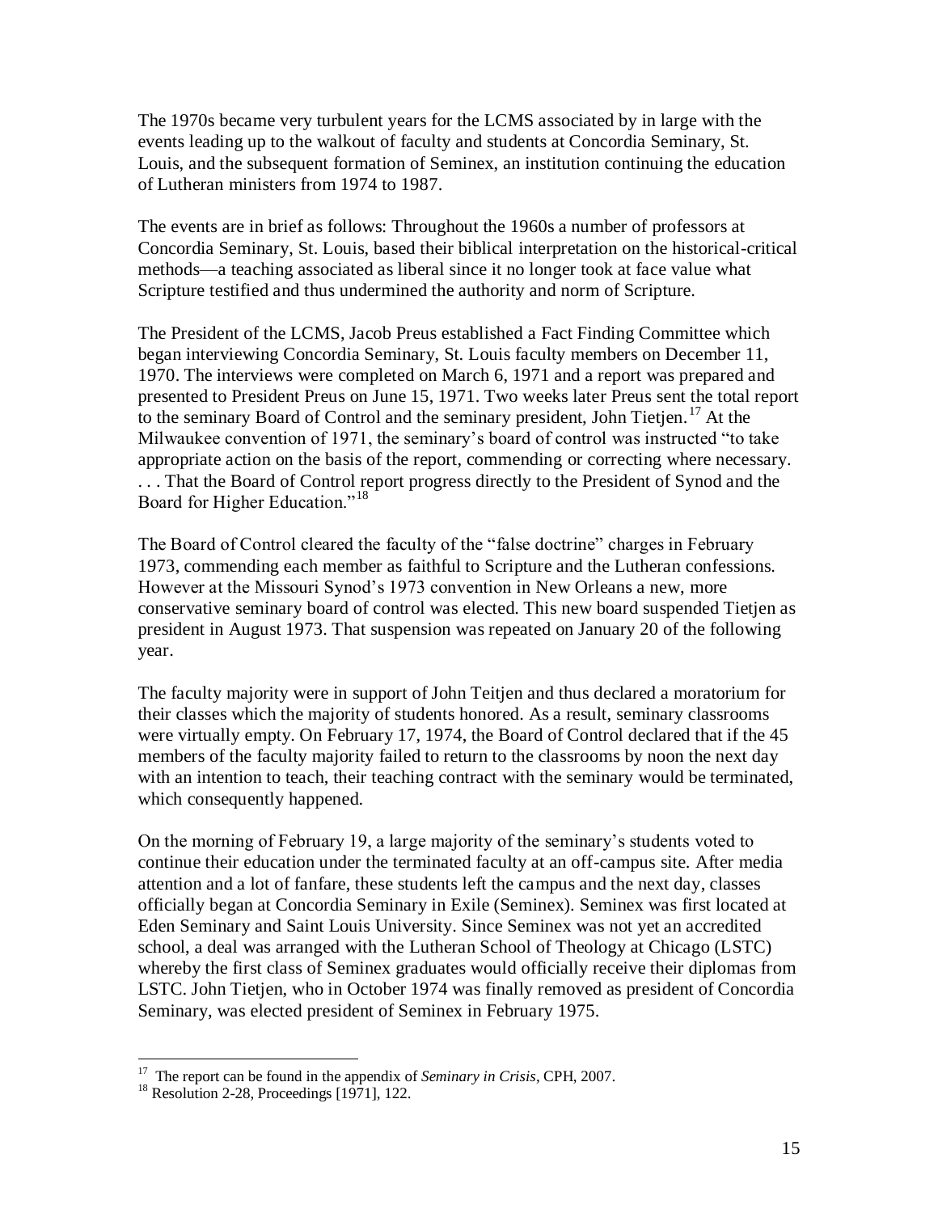The 1970s became very turbulent years for the LCMS associated by in large with the events leading up to the walkout of faculty and students at Concordia Seminary, St. Louis, and the subsequent formation of Seminex, an institution continuing the education of Lutheran ministers from 1974 to 1987.

The events are in brief as follows: Throughout the 1960s a number of professors at Concordia Seminary, St. Louis, based their biblical interpretation on the historical-critical methods—a teaching associated as liberal since it no longer took at face value what Scripture testified and thus undermined the authority and norm of Scripture.

The President of the LCMS, Jacob Preus established a Fact Finding Committee which began interviewing Concordia Seminary, St. Louis faculty members on December 11, 1970. The interviews were completed on March 6, 1971 and a report was prepared and presented to President Preus on June 15, 1971. Two weeks later Preus sent the total report to the seminary Board of Control and the seminary president, John Tietjen.[17] At the Milwaukee convention of 1971, the seminary's board of control was instructed "to take appropriate action on the basis of the report, commending or correcting where necessary. . . . That the Board of Control report progress directly to the President of Synod and the Board for Higher Education."[18]

The Board of Control cleared the faculty of the "false doctrine" charges in February 1973, commending each member as faithful to Scripture and the Lutheran confessions. However at the Missouri Synod's 1973 convention in New Orleans a new, more conservative seminary board of control was elected. This new board suspended Tietjen as president in August 1973. That suspension was repeated on January 20 of the following year.

The faculty majority were in support of John Teitjen and thus declared a moratorium for their classes which the majority of students honored. As a result, seminary classrooms were virtually empty. On February 17, 1974, the Board of Control declared that if the 45 members of the faculty majority failed to return to the classrooms by noon the next day with an intention to teach, their teaching contract with the seminary would be terminated, which consequently happened.

On the morning of February 19, a large majority of the seminary's students voted to continue their education under the terminated faculty at an off-campus site. After media attention and a lot of fanfare, these students left the campus and the next day, classes officially began at Concordia Seminary in Exile (Seminex). Seminex was first located at Eden Seminary and Saint Louis University. Since Seminex was not yet an accredited school, a deal was arranged with the Lutheran School of Theology at Chicago (LSTC) whereby the first class of Seminex graduates would officially receive their diplomas from LSTC. John Tietjen, who in October 1974 was finally removed as president of Concordia Seminary, was elected president of Seminex in February 1975.

---

[17] The report can be found in the appendix of *Seminary in Crisis*, CPH, 2007.

[18] Resolution 2-28, Proceedings [1971], 122.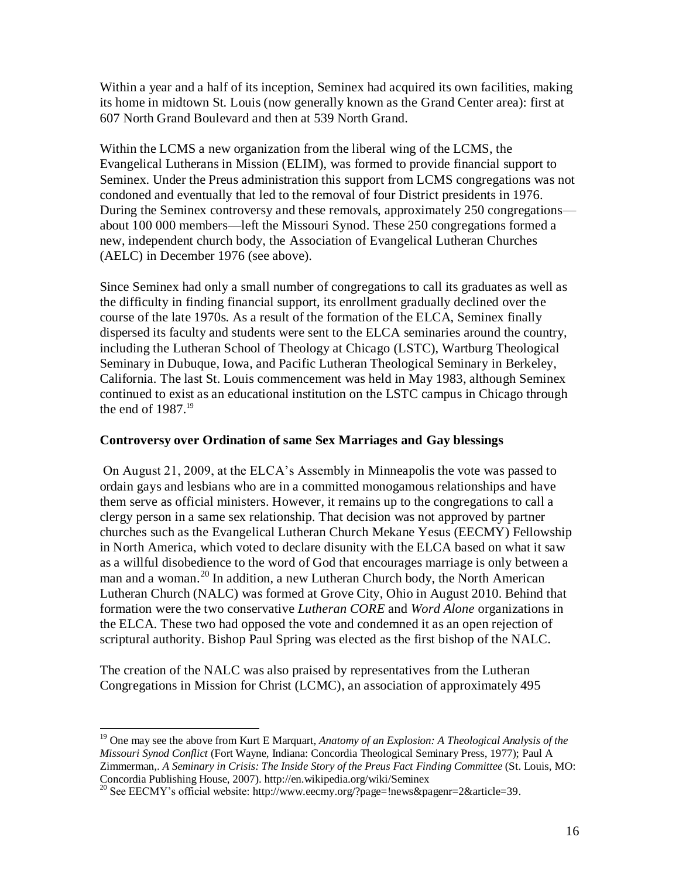Within a year and a half of its inception, Seminex had acquired its own facilities, making its home in midtown St. Louis (now generally known as the Grand Center area): first at 607 North Grand Boulevard and then at 539 North Grand.

Within the LCMS a new organization from the liberal wing of the LCMS, the Evangelical Lutherans in Mission (ELIM), was formed to provide financial support to Seminex. Under the Preus administration this support from LCMS congregations was not condoned and eventually that led to the removal of four District presidents in 1976. During the Seminex controversy and these removals, approximately 250 congregations—about 100 000 members—left the Missouri Synod. These 250 congregations formed a new, independent church body, the Association of Evangelical Lutheran Churches (AELC) in December 1976 (see above).

Since Seminex had only a small number of congregations to call its graduates as well as the difficulty in finding financial support, its enrollment gradually declined over the course of the late 1970s. As a result of the formation of the ELCA, Seminex finally dispersed its faculty and students were sent to the ELCA seminaries around the country, including the Lutheran School of Theology at Chicago (LSTC), Wartburg Theological Seminary in Dubuque, Iowa, and Pacific Lutheran Theological Seminary in Berkeley, California. The last St. Louis commencement was held in May 1983, although Seminex continued to exist as an educational institution on the LSTC campus in Chicago through the end of 1987.[19]

**Controversy over Ordination of same Sex Marriages and Gay blessings**

On August 21, 2009, at the ELCA's Assembly in Minneapolis the vote was passed to ordain gays and lesbians who are in a committed monogamous relationships and have them serve as official ministers. However, it remains up to the congregations to call a clergy person in a same sex relationship. That decision was not approved by partner churches such as the Evangelical Lutheran Church Mekane Yesus (EECMY) Fellowship in North America, which voted to declare disunity with the ELCA based on what it saw as a willful disobedience to the word of God that encourages marriage is only between a man and a woman.[20] In addition, a new Lutheran Church body, the North American Lutheran Church (NALC) was formed at Grove City, Ohio in August 2010. Behind that formation were the two conservative *Lutheran CORE* and *Word Alone* organizations in the ELCA. These two had opposed the vote and condemned it as an open rejection of scriptural authority. Bishop Paul Spring was elected as the first bishop of the NALC.

The creation of the NALC was also praised by representatives from the Lutheran Congregations in Mission for Christ (LCMC), an association of approximately 495

---

[19] One may see the above from Kurt E Marquart, *Anatomy of an Explosion: A Theological Analysis of the Missouri Synod Conflict* (Fort Wayne, Indiana: Concordia Theological Seminary Press, 1977); Paul A Zimmerman,. *A Seminary in Crisis: The Inside Story of the Preus Fact Finding Committee* (St. Louis, MO: Concordia Publishing House, 2007). http://en.wikipedia.org/wiki/Seminex

[20] See EECMY's official website: http://www.eecmy.org/?page=!news&pagenr=2&article=39.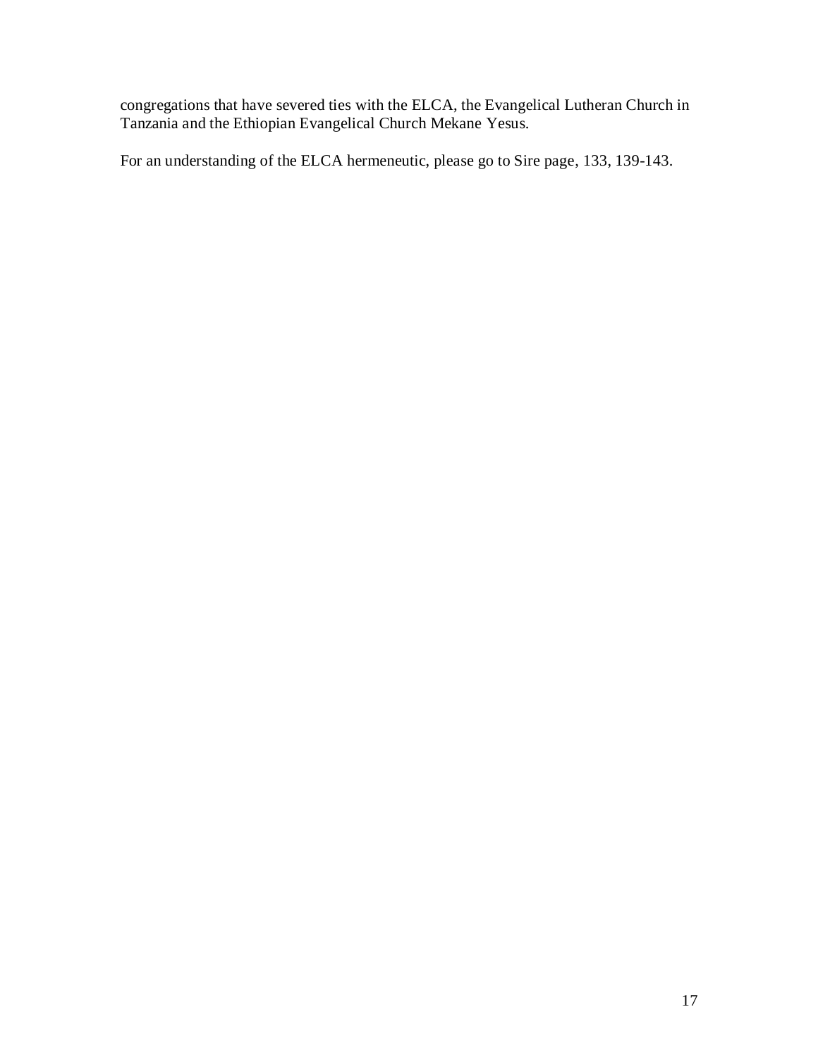congregations that have severed ties with the ELCA, the Evangelical Lutheran Church in Tanzania and the Ethiopian Evangelical Church Mekane Yesus.

For an understanding of the ELCA hermeneutic, please go to Sire page, 133, 139-143.